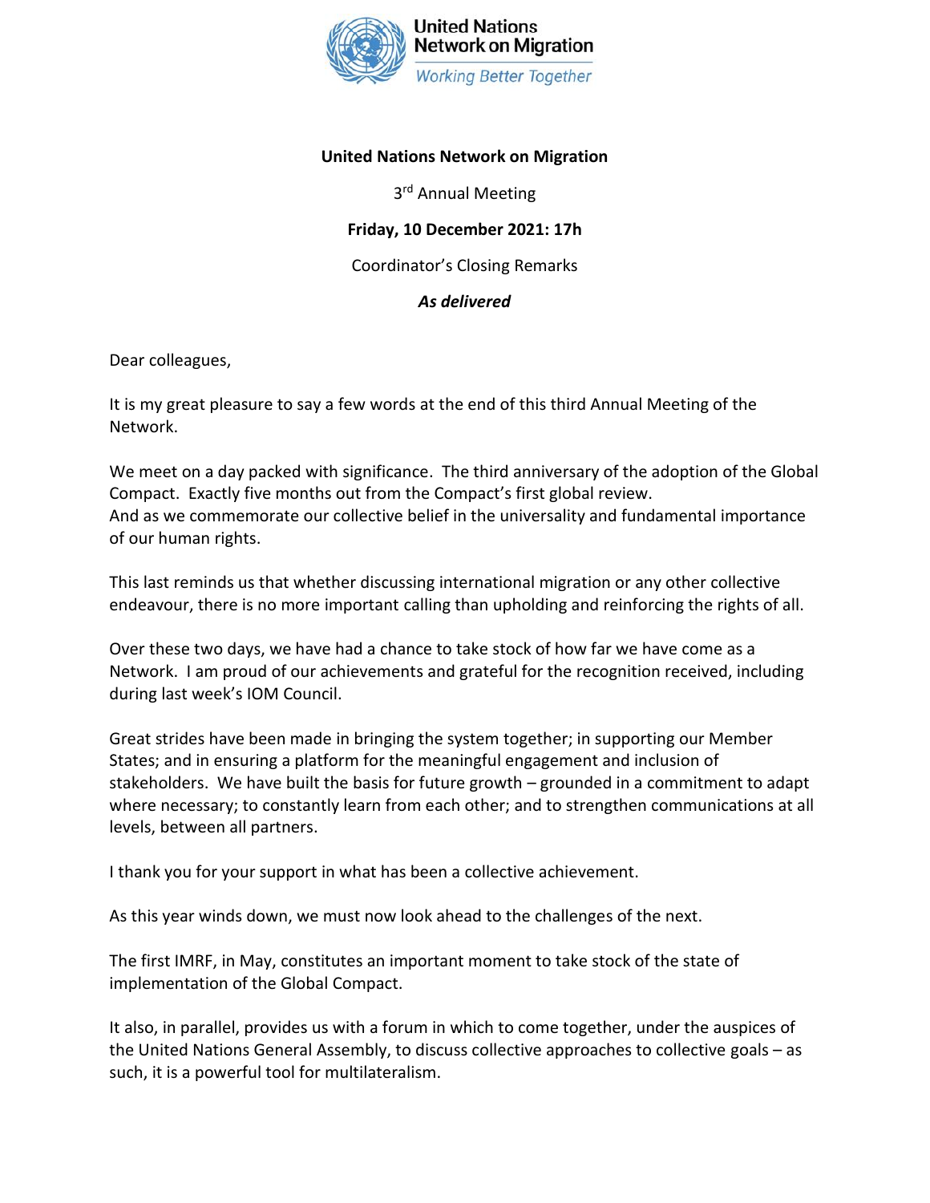**United Nations Network on Migration**

3rd Annual Meeting

**Friday, 10 December 2021: 17h**

Coordinator's Closing Remarks

***As delivered***

Dear colleagues,

It is my great pleasure to say a few words at the end of this third Annual Meeting of the Network.

We meet on a day packed with significance. The third anniversary of the adoption of the Global Compact. Exactly five months out from the Compact's first global review.
And as we commemorate our collective belief in the universality and fundamental importance of our human rights.

This last reminds us that whether discussing international migration or any other collective endeavour, there is no more important calling than upholding and reinforcing the rights of all.

Over these two days, we have had a chance to take stock of how far we have come as a Network. I am proud of our achievements and grateful for the recognition received, including during last week's IOM Council.

Great strides have been made in bringing the system together; in supporting our Member States; and in ensuring a platform for the meaningful engagement and inclusion of stakeholders. We have built the basis for future growth – grounded in a commitment to adapt where necessary; to constantly learn from each other; and to strengthen communications at all levels, between all partners.

I thank you for your support in what has been a collective achievement.

As this year winds down, we must now look ahead to the challenges of the next.

The first IMRF, in May, constitutes an important moment to take stock of the state of implementation of the Global Compact.

It also, in parallel, provides us with a forum in which to come together, under the auspices of the United Nations General Assembly, to discuss collective approaches to collective goals – as such, it is a powerful tool for multilateralism.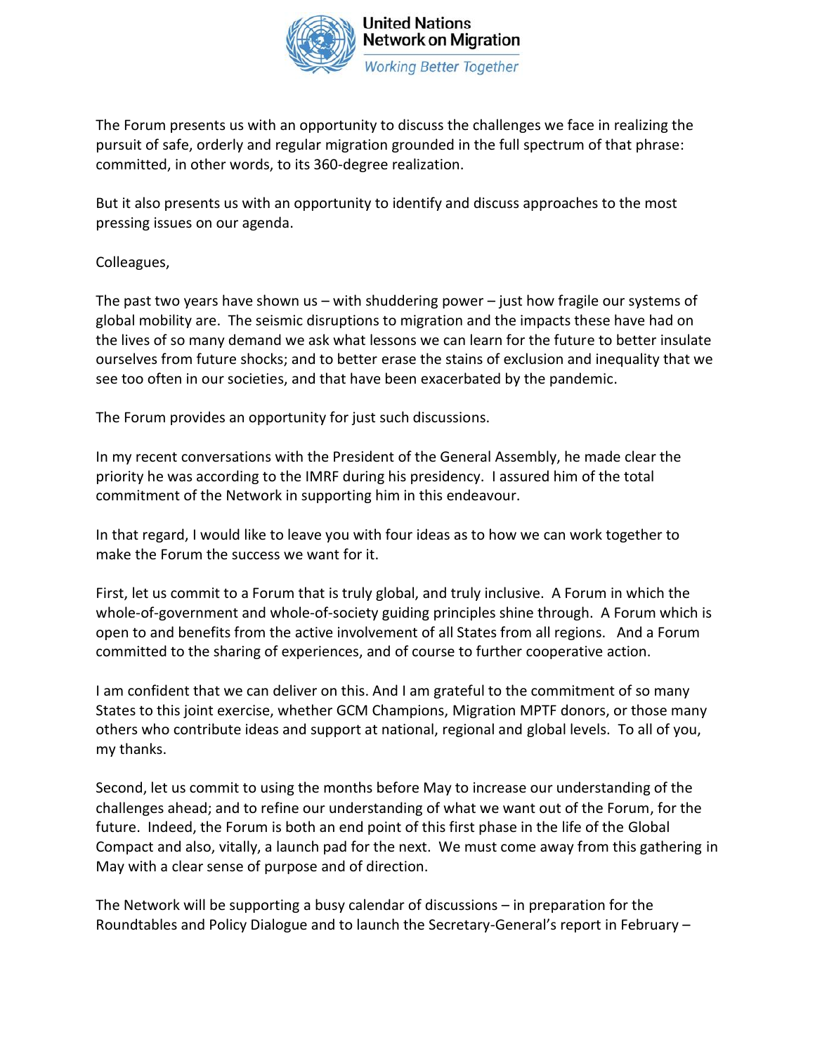The Forum presents us with an opportunity to discuss the challenges we face in realizing the pursuit of safe, orderly and regular migration grounded in the full spectrum of that phrase: committed, in other words, to its 360-degree realization.

But it also presents us with an opportunity to identify and discuss approaches to the most pressing issues on our agenda.

Colleagues,

The past two years have shown us – with shuddering power – just how fragile our systems of global mobility are. The seismic disruptions to migration and the impacts these have had on the lives of so many demand we ask what lessons we can learn for the future to better insulate ourselves from future shocks; and to better erase the stains of exclusion and inequality that we see too often in our societies, and that have been exacerbated by the pandemic.

The Forum provides an opportunity for just such discussions.

In my recent conversations with the President of the General Assembly, he made clear the priority he was according to the IMRF during his presidency. I assured him of the total commitment of the Network in supporting him in this endeavour.

In that regard, I would like to leave you with four ideas as to how we can work together to make the Forum the success we want for it.

First, let us commit to a Forum that is truly global, and truly inclusive. A Forum in which the whole-of-government and whole-of-society guiding principles shine through. A Forum which is open to and benefits from the active involvement of all States from all regions. And a Forum committed to the sharing of experiences, and of course to further cooperative action.

I am confident that we can deliver on this. And I am grateful to the commitment of so many States to this joint exercise, whether GCM Champions, Migration MPTF donors, or those many others who contribute ideas and support at national, regional and global levels. To all of you, my thanks.

Second, let us commit to using the months before May to increase our understanding of the challenges ahead; and to refine our understanding of what we want out of the Forum, for the future. Indeed, the Forum is both an end point of this first phase in the life of the Global Compact and also, vitally, a launch pad for the next. We must come away from this gathering in May with a clear sense of purpose and of direction.

The Network will be supporting a busy calendar of discussions – in preparation for the Roundtables and Policy Dialogue and to launch the Secretary-General's report in February –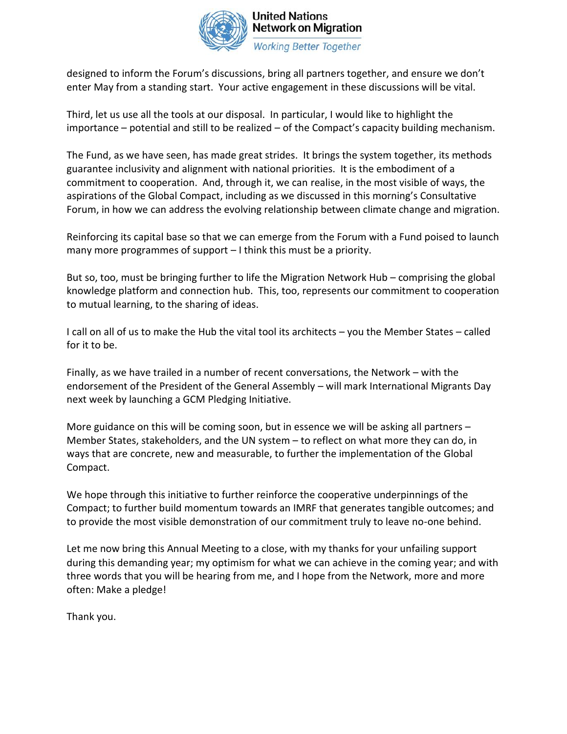designed to inform the Forum's discussions, bring all partners together, and ensure we don't enter May from a standing start. Your active engagement in these discussions will be vital.

Third, let us use all the tools at our disposal. In particular, I would like to highlight the importance – potential and still to be realized – of the Compact's capacity building mechanism.

The Fund, as we have seen, has made great strides. It brings the system together, its methods guarantee inclusivity and alignment with national priorities. It is the embodiment of a commitment to cooperation. And, through it, we can realise, in the most visible of ways, the aspirations of the Global Compact, including as we discussed in this morning's Consultative Forum, in how we can address the evolving relationship between climate change and migration.

Reinforcing its capital base so that we can emerge from the Forum with a Fund poised to launch many more programmes of support – I think this must be a priority.

But so, too, must be bringing further to life the Migration Network Hub – comprising the global knowledge platform and connection hub. This, too, represents our commitment to cooperation to mutual learning, to the sharing of ideas.

I call on all of us to make the Hub the vital tool its architects – you the Member States – called for it to be.

Finally, as we have trailed in a number of recent conversations, the Network – with the endorsement of the President of the General Assembly – will mark International Migrants Day next week by launching a GCM Pledging Initiative.

More guidance on this will be coming soon, but in essence we will be asking all partners – Member States, stakeholders, and the UN system – to reflect on what more they can do, in ways that are concrete, new and measurable, to further the implementation of the Global Compact.

We hope through this initiative to further reinforce the cooperative underpinnings of the Compact; to further build momentum towards an IMRF that generates tangible outcomes; and to provide the most visible demonstration of our commitment truly to leave no-one behind.

Let me now bring this Annual Meeting to a close, with my thanks for your unfailing support during this demanding year; my optimism for what we can achieve in the coming year; and with three words that you will be hearing from me, and I hope from the Network, more and more often: Make a pledge!

Thank you.